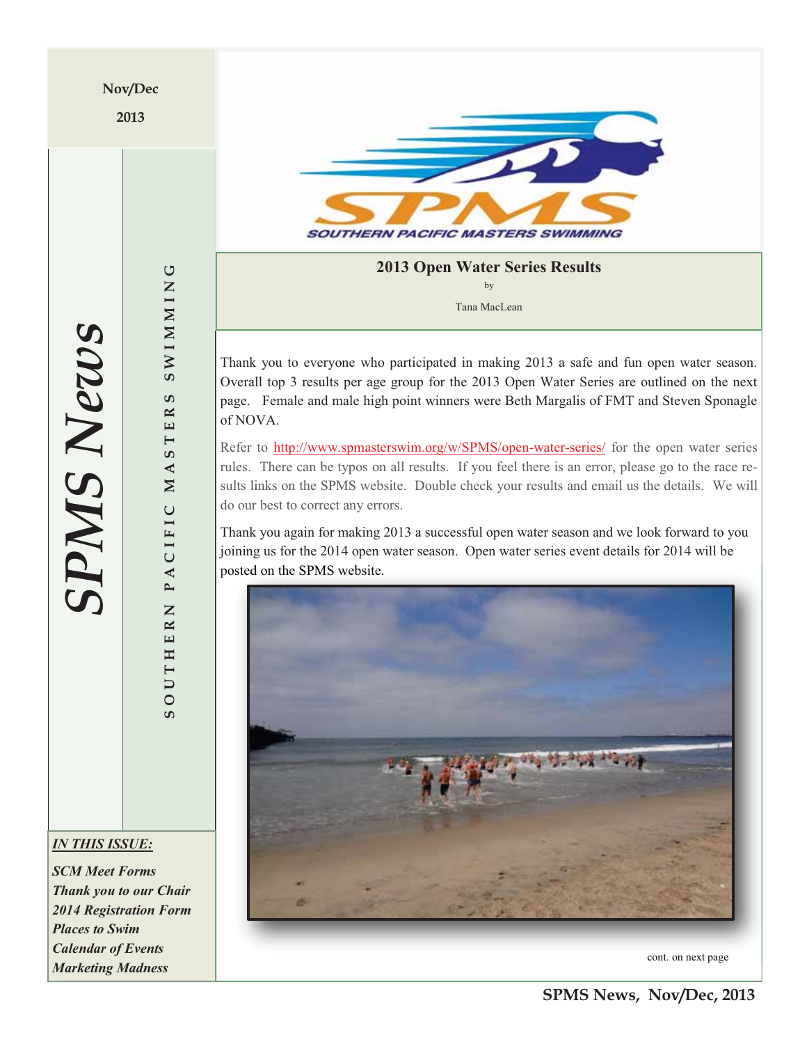Nov/Dec

2013

# SPMS News

SOUTHERN PACIFIC MASTERS SWIMMING

***IN THIS ISSUE:***

***SCM Meet Forms***
***Thank you to our Chair***
***2014 Registration Form***
***Places to Swim***
***Calendar of Events***
***Marketing Madness***

SOUTHERN PACIFIC MASTERS SWIMMING

## 2013 Open Water Series Results

by

Tana MacLean

Thank you to everyone who participated in making 2013 a safe and fun open water season. Overall top 3 results per age group for the 2013 Open Water Series are outlined on the next page. Female and male high point winners were Beth Margalis of FMT and Steven Sponagle of NOVA.

Refer to http://www.spmasterswim.org/w/SPMS/open-water-series/ for the open water series rules. There can be typos on all results. If you feel there is an error, please go to the race results links on the SPMS website. Double check your results and email us the details. We will do our best to correct any errors.

Thank you again for making 2013 a successful open water season and we look forward to you joining us for the 2014 open water season. Open water series event details for 2014 will be posted on the SPMS website.

cont. on next page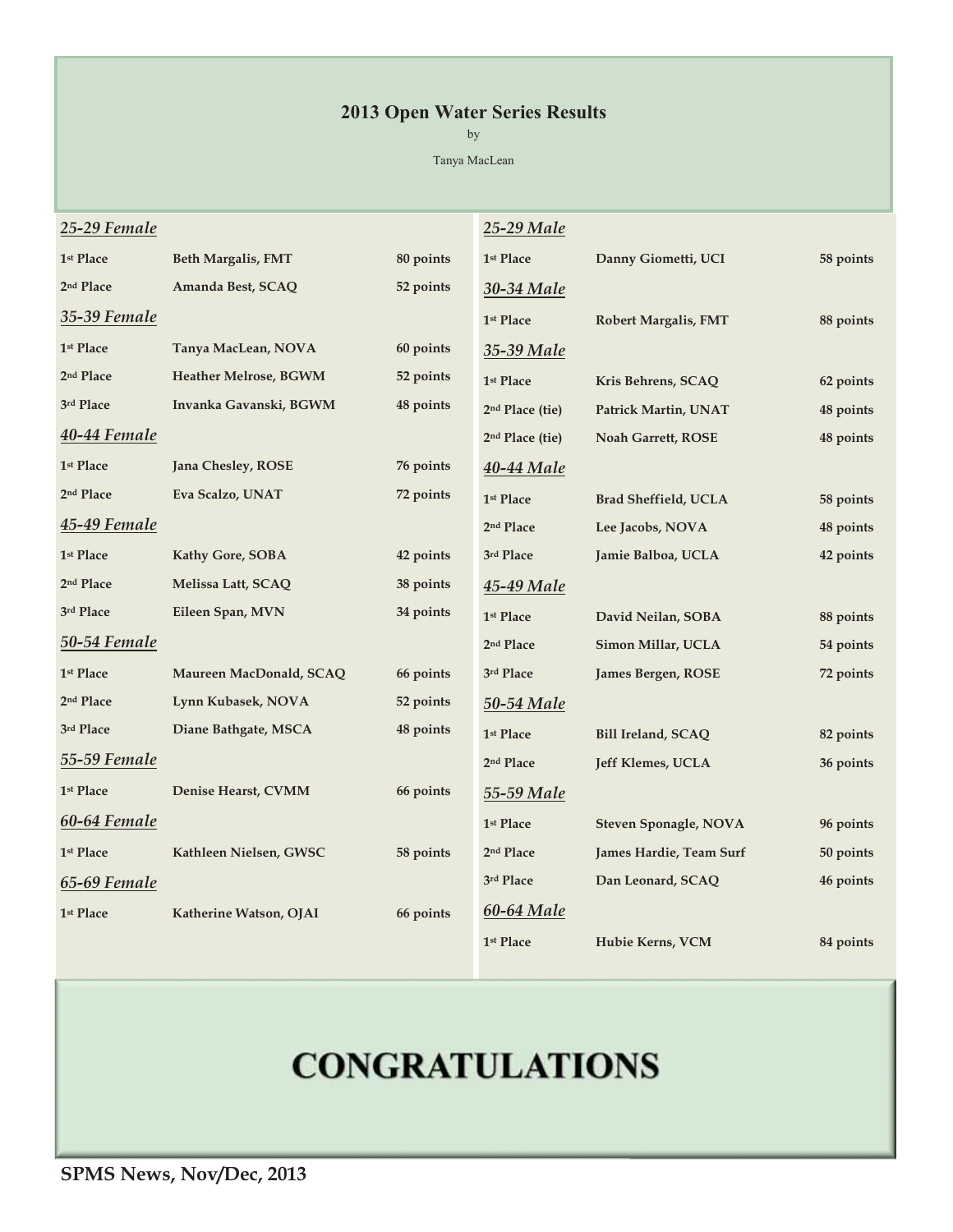# 2013 Open Water Series Results

by

Tanya MacLean

### *25-29 Female*

| | | |
|---|---|---|
| 1st Place | Beth Margalis, FMT | 80 points |
| 2nd Place | Amanda Best, SCAQ | 52 points |

### *35-39 Female*

| | | |
|---|---|---|
| 1st Place | Tanya MacLean, NOVA | 60 points |
| 2nd Place | Heather Melrose, BGWM | 52 points |
| 3rd Place | Invanka Gavanski, BGWM | 48 points |

### *40-44 Female*

| | | |
|---|---|---|
| 1st Place | Jana Chesley, ROSE | 76 points |
| 2nd Place | Eva Scalzo, UNAT | 72 points |

### *45-49 Female*

| | | |
|---|---|---|
| 1st Place | Kathy Gore, SOBA | 42 points |
| 2nd Place | Melissa Latt, SCAQ | 38 points |
| 3rd Place | Eileen Span, MVN | 34 points |

### *50-54 Female*

| | | |
|---|---|---|
| 1st Place | Maureen MacDonald, SCAQ | 66 points |
| 2nd Place | Lynn Kubasek, NOVA | 52 points |
| 3rd Place | Diane Bathgate, MSCA | 48 points |

### *55-59 Female*

| | | |
|---|---|---|
| 1st Place | Denise Hearst, CVMM | 66 points |

### *60-64 Female*

| | | |
|---|---|---|
| 1st Place | Kathleen Nielsen, GWSC | 58 points |

### *65-69 Female*

| | | |
|---|---|---|
| 1st Place | Katherine Watson, OJAI | 66 points |

### *25-29 Male*

| | | |
|---|---|---|
| 1st Place | Danny Giometti, UCI | 58 points |

### *30-34 Male*

| | | |
|---|---|---|
| 1st Place | Robert Margalis, FMT | 88 points |

### *35-39 Male*

| | | |
|---|---|---|
| 1st Place | Kris Behrens, SCAQ | 62 points |
| 2nd Place (tie) | Patrick Martin, UNAT | 48 points |
| 2nd Place (tie) | Noah Garrett, ROSE | 48 points |

### *40-44 Male*

| | | |
|---|---|---|
| 1st Place | Brad Sheffield, UCLA | 58 points |
| 2nd Place | Lee Jacobs, NOVA | 48 points |
| 3rd Place | Jamie Balboa, UCLA | 42 points |

### *45-49 Male*

| | | |
|---|---|---|
| 1st Place | David Neilan, SOBA | 88 points |
| 2nd Place | Simon Millar, UCLA | 54 points |
| 3rd Place | James Bergen, ROSE | 72 points |

### *50-54 Male*

| | | |
|---|---|---|
| 1st Place | Bill Ireland, SCAQ | 82 points |
| 2nd Place | Jeff Klemes, UCLA | 36 points |

### *55-59 Male*

| | | |
|---|---|---|
| 1st Place | Steven Sponagle, NOVA | 96 points |
| 2nd Place | James Hardie, Team Surf | 50 points |
| 3rd Place | Dan Leonard, SCAQ | 46 points |

### *60-64 Male*

| | | |
|---|---|---|
| 1st Place | Hubie Kerns, VCM | 84 points |

# CONGRATULATIONS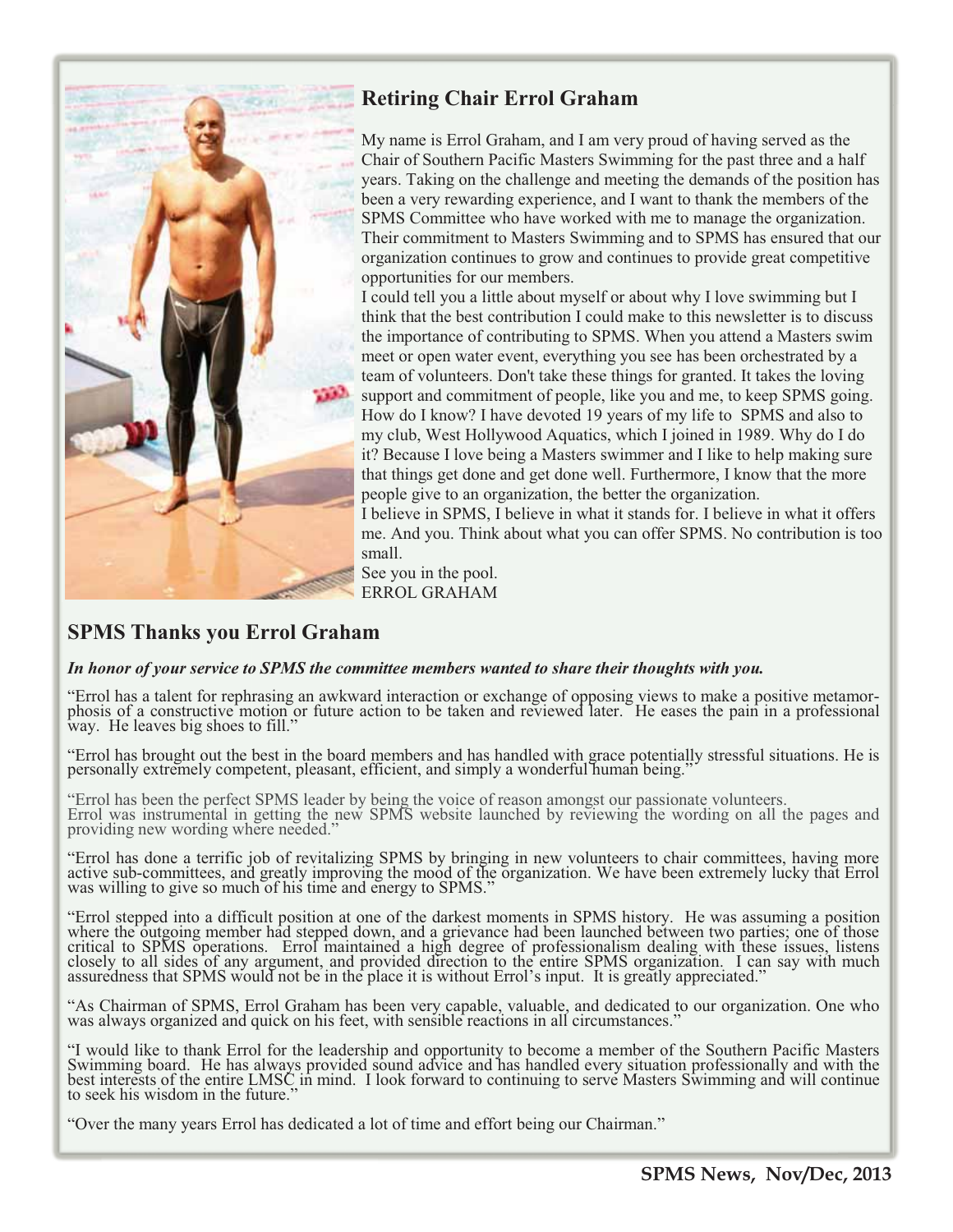## Retiring Chair Errol Graham

My name is Errol Graham, and I am very proud of having served as the Chair of Southern Pacific Masters Swimming for the past three and a half years. Taking on the challenge and meeting the demands of the position has been a very rewarding experience, and I want to thank the members of the SPMS Committee who have worked with me to manage the organization. Their commitment to Masters Swimming and to SPMS has ensured that our organization continues to grow and continues to provide great competitive opportunities for our members.

I could tell you a little about myself or about why I love swimming but I think that the best contribution I could make to this newsletter is to discuss the importance of contributing to SPMS. When you attend a Masters swim meet or open water event, everything you see has been orchestrated by a team of volunteers. Don't take these things for granted. It takes the loving support and commitment of people, like you and me, to keep SPMS going. How do I know? I have devoted 19 years of my life to SPMS and also to my club, West Hollywood Aquatics, which I joined in 1989. Why do I do it? Because I love being a Masters swimmer and I like to help making sure that things get done and get done well. Furthermore, I know that the more people give to an organization, the better the organization.

I believe in SPMS, I believe in what it stands for. I believe in what it offers me. And you. Think about what you can offer SPMS. No contribution is too small.

See you in the pool.

ERROL GRAHAM

## SPMS Thanks you Errol Graham

***In honor of your service to SPMS the committee members wanted to share their thoughts with you.***

"Errol has a talent for rephrasing an awkward interaction or exchange of opposing views to make a positive metamorphosis of a constructive motion or future action to be taken and reviewed later. He eases the pain in a professional way. He leaves big shoes to fill."

"Errol has brought out the best in the board members and has handled with grace potentially stressful situations. He is personally extremely competent, pleasant, efficient, and simply a wonderful human being."

"Errol has been the perfect SPMS leader by being the voice of reason amongst our passionate volunteers. Errol was instrumental in getting the new SPMS website launched by reviewing the wording on all the pages and providing new wording where needed."

"Errol has done a terrific job of revitalizing SPMS by bringing in new volunteers to chair committees, having more active sub-committees, and greatly improving the mood of the organization. We have been extremely lucky that Errol was willing to give so much of his time and energy to SPMS."

"Errol stepped into a difficult position at one of the darkest moments in SPMS history. He was assuming a position where the outgoing member had stepped down, and a grievance had been launched between two parties; one of those critical to SPMS operations. Errol maintained a high degree of professionalism dealing with these issues, listens closely to all sides of any argument, and provided direction to the entire SPMS organization. I can say with much assuredness that SPMS would not be in the place it is without Errol's input. It is greatly appreciated."

"As Chairman of SPMS, Errol Graham has been very capable, valuable, and dedicated to our organization. One who was always organized and quick on his feet, with sensible reactions in all circumstances."

"I would like to thank Errol for the leadership and opportunity to become a member of the Southern Pacific Masters Swimming board. He has always provided sound advice and has handled every situation professionally and with the best interests of the entire LMSC in mind. I look forward to continuing to serve Masters Swimming and will continue to seek his wisdom in the future."

"Over the many years Errol has dedicated a lot of time and effort being our Chairman."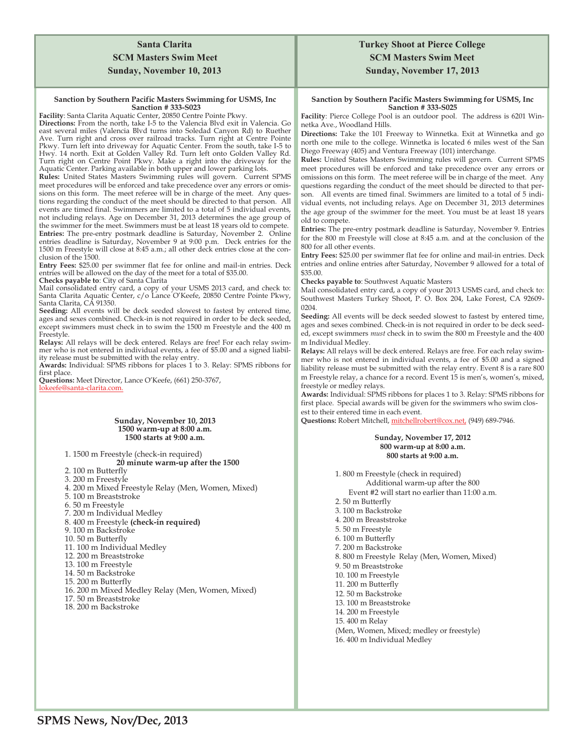## Santa Clarita SCM Masters Swim Meet Sunday, November 10, 2013

**Sanction by Southern Pacific Masters Swimming for USMS, Inc Sanction # 333-S023**

**Facility**: Santa Clarita Aquatic Center, 20850 Centre Pointe Pkwy.

**Directions:** From the north, take I-5 to the Valencia Blvd exit in Valencia. Go east several miles (Valencia Blvd turns into Soledad Canyon Rd) to Ruether Ave. Turn right and cross over railroad tracks. Turn right at Centre Pointe Pkwy. Turn left into driveway for Aquatic Center. From the south, take I-5 to Hwy. 14 north. Exit at Golden Valley Rd. Turn left onto Golden Valley Rd. Turn right on Centre Point Pkwy. Make a right into the driveway for the Aquatic Center. Parking available in both upper and lower parking lots.

**Rules:** United States Masters Swimming rules will govern. Current SPMS meet procedures will be enforced and take precedence over any errors or omissions on this form. The meet referee will be in charge of the meet. Any questions regarding the conduct of the meet should be directed to that person. All events are timed final. Swimmers are limited to a total of 5 individual events, not including relays. Age on December 31, 2013 determines the age group of the swimmer for the meet. Swimmers must be at least 18 years old to compete.

**Entries:** The pre-entry postmark deadline is Saturday, November 2. Online entries deadline is Saturday, November 9 at 9:00 p.m. Deck entries for the 1500 m Freestyle will close at 8:45 a.m.; all other deck entries close at the conclusion of the 1500.

**Entry Fees:** $25.00 per swimmer flat fee for online and mail-in entries. Deck entries will be allowed on the day of the meet for a total of $35.00.

**Checks payable to**: City of Santa Clarita

Mail consolidated entry card, a copy of your USMS 2013 card, and check to: Santa Clarita Aquatic Center, c/o Lance O'Keefe, 20850 Centre Pointe Pkwy, Santa Clarita, CA 91350.

**Seeding:** All events will be deck seeded slowest to fastest by entered time, ages and sexes combined. Check-in is not required in order to be deck seeded, except swimmers must check in to swim the 1500 m Freestyle and the 400 m Freestyle.

**Relays:** All relays will be deck entered. Relays are free! For each relay swimmer who is not entered in individual events, a fee of $5.00 and a signed liability release must be submitted with the relay entry.

**Awards:** Individual: SPMS ribbons for places 1 to 3. Relay: SPMS ribbons for first place.

**Questions:** Meet Director, Lance O'Keefe, (661) 250-3767, lokeefe@santa-clarita.com.

**Sunday, November 10, 2013**
**1500 warm-up at 8:00 a.m.**
**1500 starts at 9:00 a.m.**

1. 1500 m Freestyle (check-in required)
   **20 minute warm-up after the 1500**
2. 100 m Butterfly
3. 200 m Freestyle
4. 200 m Mixed Freestyle Relay (Men, Women, Mixed)
5. 100 m Breaststroke
6. 50 m Freestyle
7. 200 m Individual Medley
8. 400 m Freestyle **(check-in required)**
9. 100 m Backstroke
10. 50 m Butterfly
11. 100 m Individual Medley
12. 200 m Breaststroke
13. 100 m Freestyle
14. 50 m Backstroke
15. 200 m Butterfly
16. 200 m Mixed Medley Relay (Men, Women, Mixed)
17. 50 m Breaststroke
18. 200 m Backstroke

## Turkey Shoot at Pierce College SCM Masters Swim Meet Sunday, November 17, 2013

**Sanction by Southern Pacific Masters Swimming for USMS, Inc Sanction # 333-S025**

**Facility**: Pierce College Pool is an outdoor pool. The address is 6201 Winnetka Ave., Woodland Hills.

**Directions:** Take the 101 Freeway to Winnetka. Exit at Winnetka and go north one mile to the college. Winnetka is located 6 miles west of the San Diego Freeway (405) and Ventura Freeway (101) interchange.

**Rules:** United States Masters Swimming rules will govern. Current SPMS meet procedures will be enforced and take precedence over any errors or omissions on this form. The meet referee will be in charge of the meet. Any questions regarding the conduct of the meet should be directed to that person. All events are timed final. Swimmers are limited to a total of 5 individual events, not including relays. Age on December 31, 2013 determines the age group of the swimmer for the meet. You must be at least 18 years old to compete.

**Entries:** The pre-entry postmark deadline is Saturday, November 9. Entries for the 800 m Freestyle will close at 8:45 a.m. and at the conclusion of the 800 for all other events.

**Entry Fees:** $25.00 per swimmer flat fee for online and mail-in entries. Deck entries and online entries after Saturday, November 9 allowed for a total of $35.00.

**Checks payable to**: Southwest Aquatic Masters

Mail consolidated entry card, a copy of your 2013 USMS card, and check to: Southwest Masters Turkey Shoot, P. O. Box 204, Lake Forest, CA 92609-0204.

**Seeding:** All events will be deck seeded slowest to fastest by entered time, ages and sexes combined. Check-in is not required in order to be deck seeded, except swimmers *must* check in to swim the 800 m Freestyle and the 400 m Individual Medley.

**Relays:** All relays will be deck entered. Relays are free. For each relay swimmer who is not entered in individual events, a fee of $5.00 and a signed liability release must be submitted with the relay entry. Event 8 is a rare 800 m Freestyle relay, a chance for a record. Event 15 is men's, women's, mixed, freestyle or medley relays.

**Awards:** Individual: SPMS ribbons for places 1 to 3. Relay: SPMS ribbons for first place. Special awards will be given for the swimmers who swim closest to their entered time in each event.

**Questions:** Robert Mitchell, mitchellrobert@cox.net, (949) 689-7946.

**Sunday, November 17, 2012**
**800 warm-up at 8:00 a.m.**
**800 starts at 9:00 a.m.**

1. 800 m Freestyle (check in required)
   Additional warm-up after the 800
   Event #2 will start no earlier than 11:00 a.m.
2. 50 m Butterfly
3. 100 m Backstroke
4. 200 m Breaststroke
5. 50 m Freestyle
6. 100 m Butterfly
7. 200 m Backstroke
8. 800 m Freestyle Relay (Men, Women, Mixed)
9. 50 m Breaststroke
10. 100 m Freestyle
11. 200 m Butterfly
12. 50 m Backstroke
13. 100 m Breaststroke
14. 200 m Freestyle
15. 400 m Relay
    (Men, Women, Mixed; medley or freestyle)
16. 400 m Individual Medley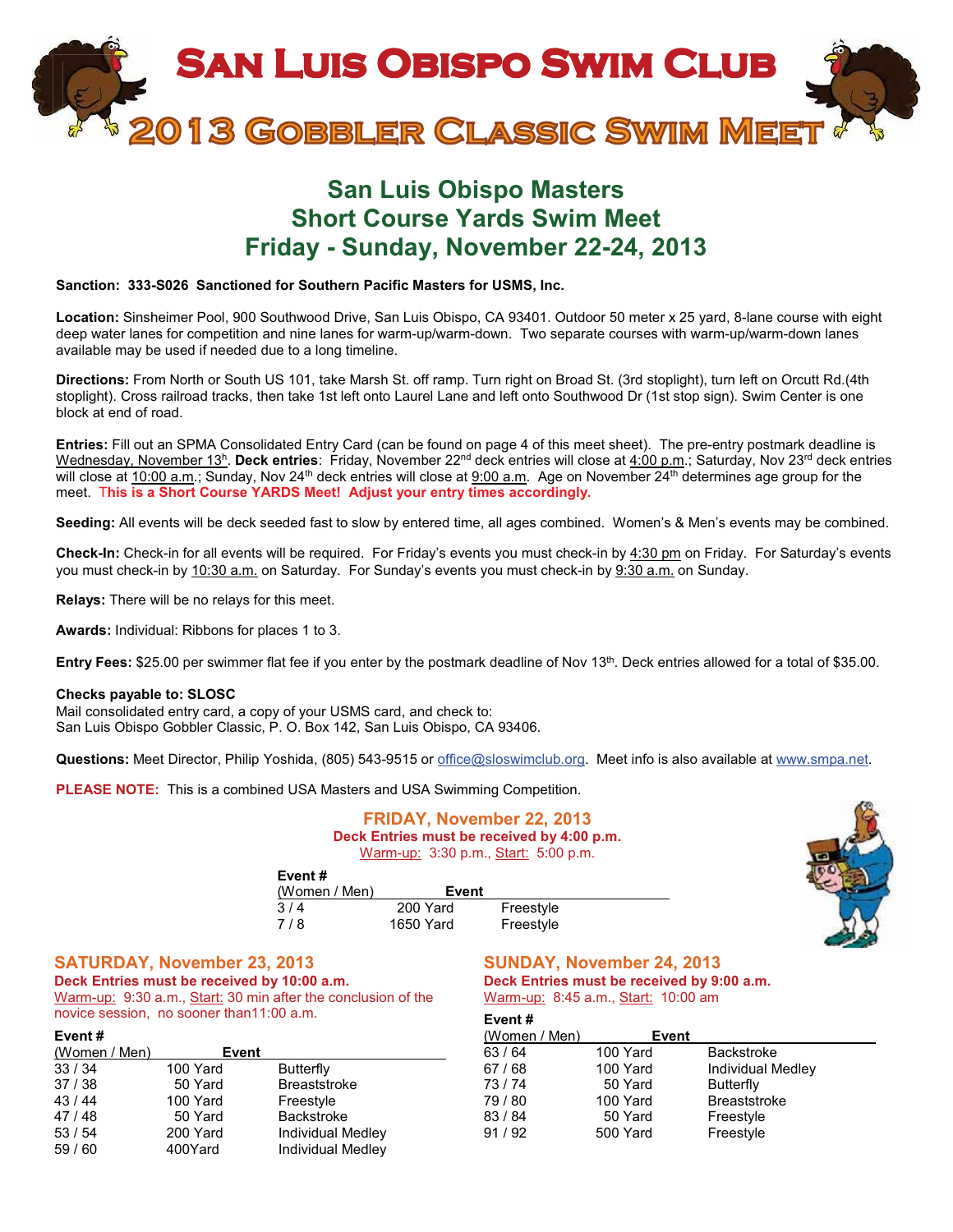# San Luis Obispo Swim Club

# 2013 Gobbler Classic Swim Meet

## San Luis Obispo Masters
## Short Course Yards Swim Meet
## Friday - Sunday, November 22-24, 2013

**Sanction: 333-S026 Sanctioned for Southern Pacific Masters for USMS, Inc.**

**Location:** Sinsheimer Pool, 900 Southwood Drive, San Luis Obispo, CA 93401. Outdoor 50 meter x 25 yard, 8-lane course with eight deep water lanes for competition and nine lanes for warm-up/warm-down. Two separate courses with warm-up/warm-down lanes available may be used if needed due to a long timeline.

**Directions:** From North or South US 101, take Marsh St. off ramp. Turn right on Broad St. (3rd stoplight), turn left on Orcutt Rd.(4th stoplight). Cross railroad tracks, then take 1st left onto Laurel Lane and left onto Southwood Dr (1st stop sign). Swim Center is one block at end of road.

**Entries:** Fill out an SPMA Consolidated Entry Card (can be found on page 4 of this meet sheet). The pre-entry postmark deadline is Wednesday, November 13h. **Deck entries**: Friday, November 22nd deck entries will close at 4:00 p.m.; Saturday, Nov 23rd deck entries will close at 10:00 a.m.; Sunday, Nov 24th deck entries will close at 9:00 a.m. Age on November 24th determines age group for the meet. **This is a Short Course YARDS Meet! Adjust your entry times accordingly.**

**Seeding:** All events will be deck seeded fast to slow by entered time, all ages combined. Women's & Men's events may be combined.

**Check-In:** Check-in for all events will be required. For Friday's events you must check-in by 4:30 pm on Friday. For Saturday's events you must check-in by 10:30 a.m. on Saturday. For Sunday's events you must check-in by 9:30 a.m. on Sunday.

**Relays:** There will be no relays for this meet.

**Awards:** Individual: Ribbons for places 1 to 3.

**Entry Fees:** $25.00 per swimmer flat fee if you enter by the postmark deadline of Nov 13th. Deck entries allowed for a total of $35.00.

**Checks payable to: SLOSC**
Mail consolidated entry card, a copy of your USMS card, and check to:
San Luis Obispo Gobbler Classic, P. O. Box 142, San Luis Obispo, CA 93406.

**Questions:** Meet Director, Philip Yoshida, (805) 543-9515 or office@sloswimclub.org. Meet info is also available at www.smpa.net.

**PLEASE NOTE:** This is a combined USA Masters and USA Swimming Competition.

### FRIDAY, November 22, 2013

**Deck Entries must be received by 4:00 p.m.**
Warm-up: 3:30 p.m., Start: 5:00 p.m.

| Event # (Women / Men) | Event | |
|---|---|---|
| 3 / 4 | 200 Yard | Freestyle |
| 7 / 8 | 1650 Yard | Freestyle |

### SATURDAY, November 23, 2013

**Deck Entries must be received by 10:00 a.m.**
Warm-up: 9:30 a.m., Start: 30 min after the conclusion of the novice session, no sooner than11:00 a.m.

| Event # (Women / Men) | Event | |
|---|---|---|
| 33 / 34 | 100 Yard | Butterfly |
| 37 / 38 | 50 Yard | Breaststroke |
| 43 / 44 | 100 Yard | Freestyle |
| 47 / 48 | 50 Yard | Backstroke |
| 53 / 54 | 200 Yard | Individual Medley |
| 59 / 60 | 400Yard | Individual Medley |

### SUNDAY, November 24, 2013

**Deck Entries must be received by 9:00 a.m.**
Warm-up: 8:45 a.m., Start: 10:00 am

| Event # (Women / Men) | Event | |
|---|---|---|
| 63 / 64 | 100 Yard | Backstroke |
| 67 / 68 | 100 Yard | Individual Medley |
| 73 / 74 | 50 Yard | Butterfly |
| 79 / 80 | 100 Yard | Breaststroke |
| 83 / 84 | 50 Yard | Freestyle |
| 91 / 92 | 500 Yard | Freestyle |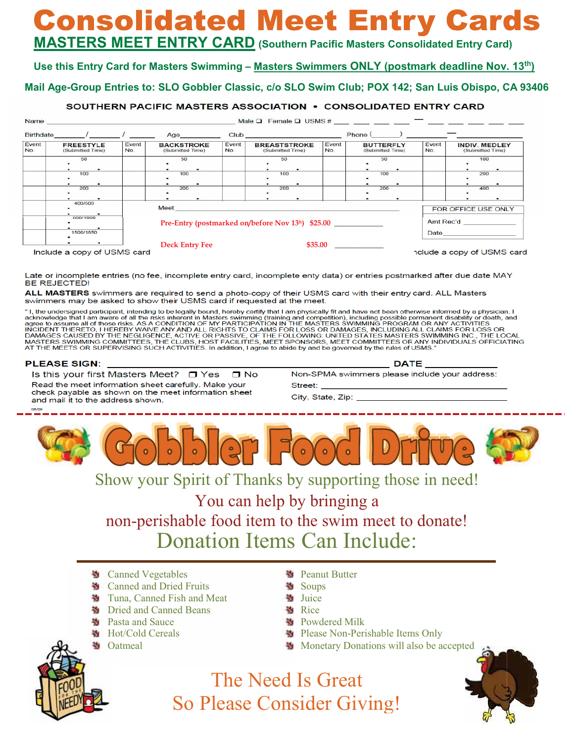# Consolidated Meet Entry Cards

## MASTERS MEET ENTRY CARD (Southern Pacific Masters Consolidated Entry Card)

**Use this Entry Card for Masters Swimming – Masters Swimmers ONLY (postmark deadline Nov. 13th)**

**Mail Age-Group Entries to: SLO Gobbler Classic, c/o SLO Swim Club; POX 142; San Luis Obispo, CA 93406**

### SOUTHERN PACIFIC MASTERS ASSOCIATION • CONSOLIDATED ENTRY CARD

Name ______________________ Male ❑ Female ❑ USMS # ___ ___ ___ ___ – ___ ___ ___ ___ ___

Birthdate ____ / ____ / ____ Age ______ Club ______________ Phone (_____) ________–________

| Event No. | FREESTYLE (Submitted Time) | Event No. | BACKSTROKE (Submitted Time) | Event No. | BREASTSTROKE (Submitted Time) | Event No. | BUTTERFLY (Submitted Time) | Event No. | INDIV. MEDLEY (Submitted Time) |
|---|---|---|---|---|---|---|---|---|---|
| | 50 | | 50 | | 50 | | 50 | | 100 |
| | 100 | | 100 | | 100 | | 100 | | 200 |
| | 200 | | 200 | | 200 | | 200 | | 400 |
| | 400/500 | | | | | | | | |
| | 800/1000 | | | | | | | | |
| | 1500/1650 | | | | | | | | |

Meet ________________________________

Pre-Entry (postmarked on/before Nov 13th) $25.00 ____________

Deck Entry Fee $35.00 ____________

| FOR OFFICE USE ONLY |
|---|
| Amt Rec'd ____________ |
| Date ____________ |

Include a copy of USMS card

Include a copy of USMS card

Late or incomplete entries (no fee, incomplete entry card, incomplete enty data) or entries postmarked after due date MAY BE REJECTED!

**ALL MASTERS** swimmers are required to send a photo-copy of their USMS card with their entry card. ALL Masters swimmers may be asked to show their USMS card if requested at the meet.

" I, the undersigned participant, intending to be legally bound, hereby certify that I am physically fit and have not been otherwise informed by a physician. I acknowledge that I am aware of all the risks inherent in Masters swimming (training and competition), including possible permanent disability or death, and agree to assume all of those risks. AS A CONDITION OF MY PARTICIPATION IN THE MASTERS SWIMMING PROGRAM OR ANY ACTIVITIES INCIDENT THERETO, I HEREBY WAIVE ANY AND ALL RIGHTS TO CLAIMS FOR LOSS OR DAMAGES, INCLUDING ALL CLAIMS FOR LOSS OR DAMAGES CAUSED BY THE NEGLIGENCE, ACTIVE OR PASSIVE, OF THE FOLLOWING: UNITED STATES MASTERS SWIMMING INC., THE LOCAL MASTERS SWIMMING COMMITTEES, THE CLUBS, HOST FACILITIES, MEET SPONSORS, MEET COMMITTEES OR ANY INDIVIDUALS OFFICIATING AT THE MEETS OR SUPERVISING SUCH ACTIVITIES. In addition, I agree to abide by and be governed by the rules of USMS."

**PLEASE SIGN:** ______________________________ **DATE** ____________

Is this your first Masters Meet? ❑ Yes ❑ No

Read the meet information sheet carefully. Make your check payable as shown on the meet information sheet and mail it to the address shown.

Non-SPMA swimmers please include your address:

Street: ______________________________

City, State, Zip: ______________________________

06/09

# Gobbler Food Drive

Show your Spirit of Thanks by supporting those in need!

You can help by bringing a non-perishable food item to the swim meet to donate!

## Donation Items Can Include:

- Canned Vegetables
- Canned and Dried Fruits
- Tuna, Canned Fish and Meat
- Dried and Canned Beans
- Pasta and Sauce
- Hot/Cold Cereals
- Oatmeal
- Peanut Butter
- Soups
- Juice
- Rice
- Powdered Milk
- Please Non-Perishable Items Only
- Monetary Donations will also be accepted

The Need Is Great
So Please Consider Giving!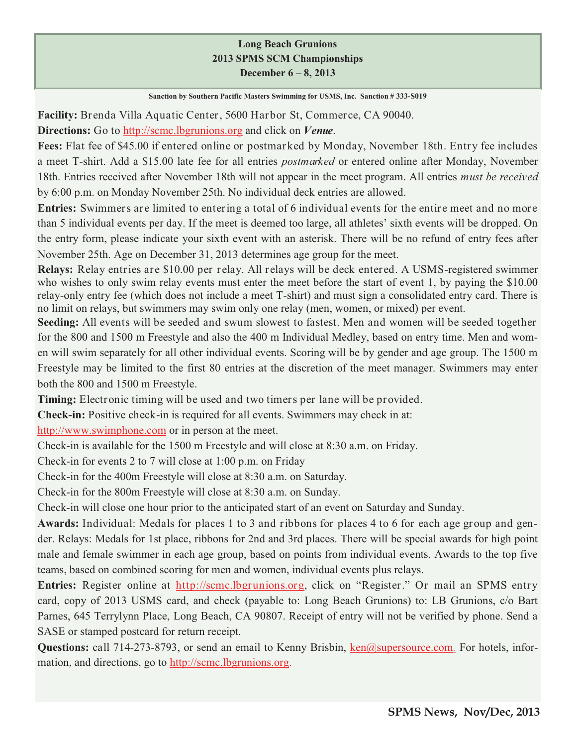# Long Beach Grunions
## 2013 SPMS SCM Championships
### December 6 – 8, 2013

**Sanction by Southern Pacific Masters Swimming for USMS, Inc. Sanction # 333-S019**

**Facility:** Brenda Villa Aquatic Center, 5600 Harbor St, Commerce, CA 90040.

**Directions:** Go to http://scmc.lbgrunions.org and click on ***Venue***.

**Fees:** Flat fee of $45.00 if entered online or postmarked by Monday, November 18th. Entry fee includes a meet T-shirt. Add a $15.00 late fee for all entries *postmarked* or entered online after Monday, November 18th. Entries received after November 18th will not appear in the meet program. All entries *must be received* by 6:00 p.m. on Monday November 25th. No individual deck entries are allowed.

**Entries:** Swimmers are limited to entering a total of 6 individual events for the entire meet and no more than 5 individual events per day. If the meet is deemed too large, all athletes' sixth events will be dropped. On the entry form, please indicate your sixth event with an asterisk. There will be no refund of entry fees after November 25th. Age on December 31, 2013 determines age group for the meet.

**Relays:** Relay entries are $10.00 per relay. All relays will be deck entered. A USMS-registered swimmer who wishes to only swim relay events must enter the meet before the start of event 1, by paying the $10.00 relay-only entry fee (which does not include a meet T-shirt) and must sign a consolidated entry card. There is no limit on relays, but swimmers may swim only one relay (men, women, or mixed) per event.

**Seeding:** All events will be seeded and swum slowest to fastest. Men and women will be seeded together for the 800 and 1500 m Freestyle and also the 400 m Individual Medley, based on entry time. Men and women will swim separately for all other individual events. Scoring will be by gender and age group. The 1500 m Freestyle may be limited to the first 80 entries at the discretion of the meet manager. Swimmers may enter both the 800 and 1500 m Freestyle.

**Timing:** Electronic timing will be used and two timers per lane will be provided.

**Check-in:** Positive check-in is required for all events. Swimmers may check in at: http://www.swimphone.com or in person at the meet.

Check-in is available for the 1500 m Freestyle and will close at 8:30 a.m. on Friday.

Check-in for events 2 to 7 will close at 1:00 p.m. on Friday

Check-in for the 400m Freestyle will close at 8:30 a.m. on Saturday.

Check-in for the 800m Freestyle will close at 8:30 a.m. on Sunday.

Check-in will close one hour prior to the anticipated start of an event on Saturday and Sunday.

**Awards:** Individual: Medals for places 1 to 3 and ribbons for places 4 to 6 for each age group and gender. Relays: Medals for 1st place, ribbons for 2nd and 3rd places. There will be special awards for high point male and female swimmer in each age group, based on points from individual events. Awards to the top five teams, based on combined scoring for men and women, individual events plus relays.

**Entries:** Register online at http://scmc.lbgrunions.org, click on "Register." Or mail an SPMS entry card, copy of 2013 USMS card, and check (payable to: Long Beach Grunions) to: LB Grunions, c/o Bart Parnes, 645 Terrylynn Place, Long Beach, CA 90807. Receipt of entry will not be verified by phone. Send a SASE or stamped postcard for return receipt.

**Questions:** call 714-273-8793, or send an email to Kenny Brisbin, ken@supersource.com. For hotels, information, and directions, go to http://scmc.lbgrunions.org.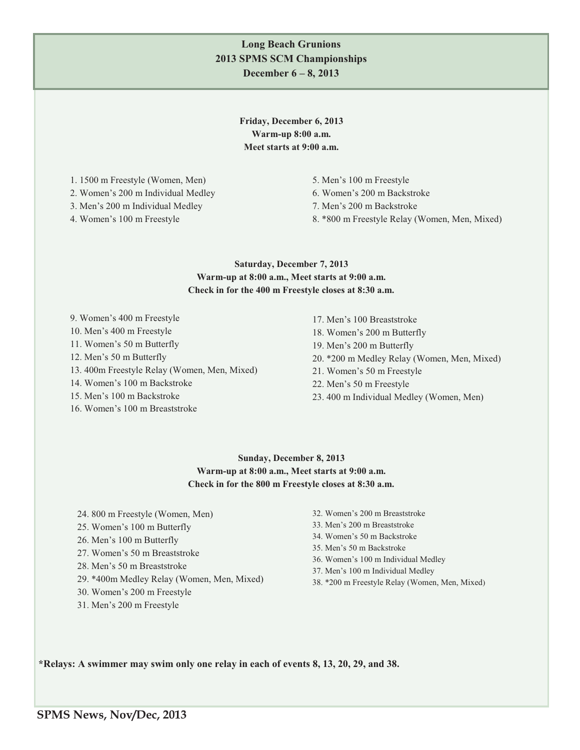# Long Beach Grunions
# 2013 SPMS SCM Championships
# December 6 – 8, 2013

**Friday, December 6, 2013**
**Warm-up 8:00 a.m.**
**Meet starts at 9:00 a.m.**

1. 1500 m Freestyle (Women, Men)
2. Women's 200 m Individual Medley
3. Men's 200 m Individual Medley
4. Women's 100 m Freestyle
5. Men's 100 m Freestyle
6. Women's 200 m Backstroke
7. Men's 200 m Backstroke
8. *800 m Freestyle Relay (Women, Men, Mixed)

**Saturday, December 7, 2013**
**Warm-up at 8:00 a.m., Meet starts at 9:00 a.m.**
**Check in for the 400 m Freestyle closes at 8:30 a.m.**

9. Women's 400 m Freestyle
10. Men's 400 m Freestyle
11. Women's 50 m Butterfly
12. Men's 50 m Butterfly
13. 400m Freestyle Relay (Women, Men, Mixed)
14. Women's 100 m Backstroke
15. Men's 100 m Backstroke
16. Women's 100 m Breaststroke
17. Men's 100 Breaststroke
18. Women's 200 m Butterfly
19. Men's 200 m Butterfly
20. *200 m Medley Relay (Women, Men, Mixed)
21. Women's 50 m Freestyle
22. Men's 50 m Freestyle
23. 400 m Individual Medley (Women, Men)

**Sunday, December 8, 2013**
**Warm-up at 8:00 a.m., Meet starts at 9:00 a.m.**
**Check in for the 800 m Freestyle closes at 8:30 a.m.**

24. 800 m Freestyle (Women, Men)
25. Women's 100 m Butterfly
26. Men's 100 m Butterfly
27. Women's 50 m Breaststroke
28. Men's 50 m Breaststroke
29. *400m Medley Relay (Women, Men, Mixed)
30. Women's 200 m Freestyle
31. Men's 200 m Freestyle
32. Women's 200 m Breaststroke
33. Men's 200 m Breaststroke
34. Women's 50 m Backstroke
35. Men's 50 m Backstroke
36. Women's 100 m Individual Medley
37. Men's 100 m Individual Medley
38. *200 m Freestyle Relay (Women, Men, Mixed)

**\*Relays: A swimmer may swim only one relay in each of events 8, 13, 20, 29, and 38.**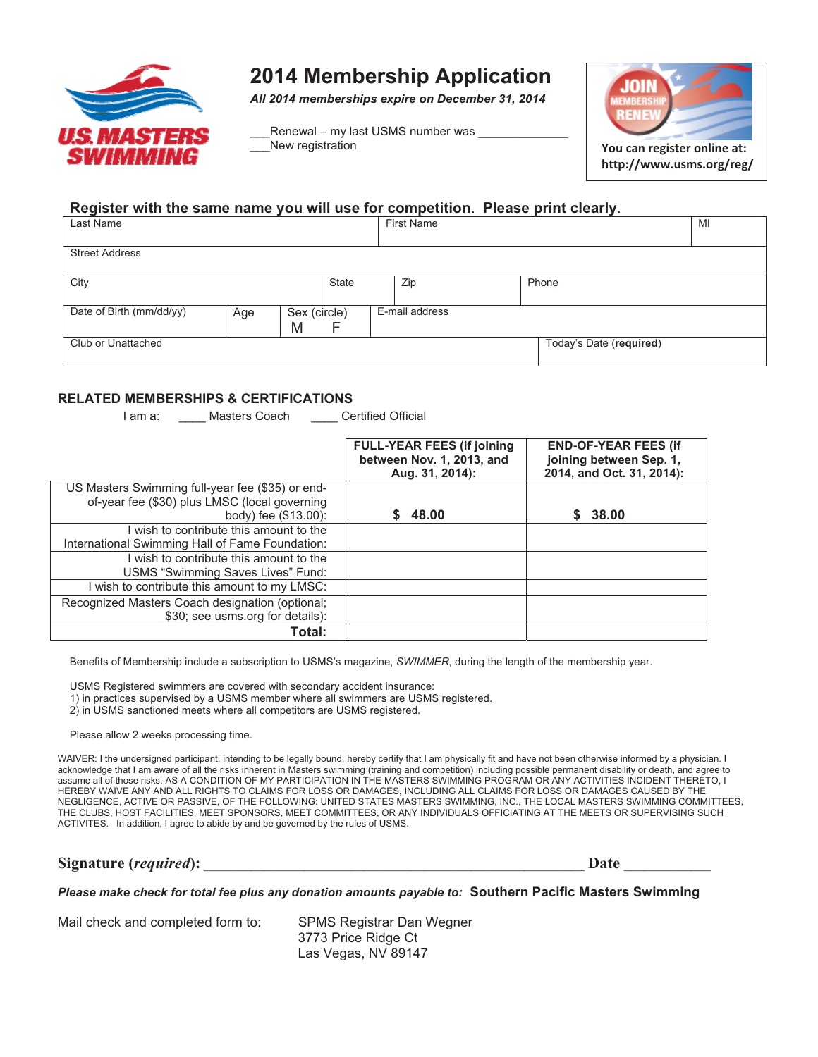U.S. MASTERS SWIMMING

# 2014 Membership Application

***All 2014 memberships expire on December 31, 2014***

___Renewal – my last USMS number was ______________
___New registration

JOIN MEMBERSHIP RENEW

**You can register online at: http://www.usms.org/reg/**

## Register with the same name you will use for competition. Please print clearly.

| Last Name | | | First Name | | MI |
|---|---|---|---|---|---|
| Street Address | | | | | |
| City | | State | Zip | Phone | |
| Date of Birth (mm/dd/yy) | Age | Sex (circle) M F | E-mail address | | |
| Club or Unattached | | | | Today's Date (**required**) | |

### RELATED MEMBERSHIPS & CERTIFICATIONS

I am a: ____ Masters Coach ____ Certified Official

| | FULL-YEAR FEES (if joining between Nov. 1, 2013, and Aug. 31, 2014): | END-OF-YEAR FEES (if joining between Sep. 1, 2014, and Oct. 31, 2014): |
|---|---|---|
| US Masters Swimming full-year fee ($35) or end-of-year fee ($30) plus LMSC (local governing body) fee ($13.00): | **$ 48.00** | **$ 38.00** |
| I wish to contribute this amount to the International Swimming Hall of Fame Foundation: | | |
| I wish to contribute this amount to the USMS "Swimming Saves Lives" Fund: | | |
| I wish to contribute this amount to my LMSC: | | |
| Recognized Masters Coach designation (optional; $30; see usms.org for details): | | |
| **Total:** | | |

Benefits of Membership include a subscription to USMS's magazine, *SWIMMER*, during the length of the membership year.

USMS Registered swimmers are covered with secondary accident insurance:
1) in practices supervised by a USMS member where all swimmers are USMS registered.
2) in USMS sanctioned meets where all competitors are USMS registered.

Please allow 2 weeks processing time.

WAIVER: I the undersigned participant, intending to be legally bound, hereby certify that I am physically fit and have not been otherwise informed by a physician. I acknowledge that I am aware of all the risks inherent in Masters swimming (training and competition) including possible permanent disability or death, and agree to assume all of those risks. AS A CONDITION OF MY PARTICIPATION IN THE MASTERS SWIMMING PROGRAM OR ANY ACTIVITIES INCIDENT THERETO, I HEREBY WAIVE ANY AND ALL RIGHTS TO CLAIMS FOR LOSS OR DAMAGES, INCLUDING ALL CLAIMS FOR LOSS OR DAMAGES CAUSED BY THE NEGLIGENCE, ACTIVE OR PASSIVE, OF THE FOLLOWING: UNITED STATES MASTERS SWIMMING, INC., THE LOCAL MASTERS SWIMMING COMMITTEES, THE CLUBS, HOST FACILITIES, MEET SPONSORS, MEET COMMITTEES, OR ANY INDIVIDUALS OFFICIATING AT THE MEETS OR SUPERVISING SUCH ACTIVITES. In addition, I agree to abide by and be governed by the rules of USMS.

**Signature (*required*):** ____________________________________________________ **Date** ___________

***Please make check for total fee plus any donation amounts payable to:*** **Southern Pacific Masters Swimming**

Mail check and completed form to:

SPMS Registrar Dan Wegner
3773 Price Ridge Ct
Las Vegas, NV 89147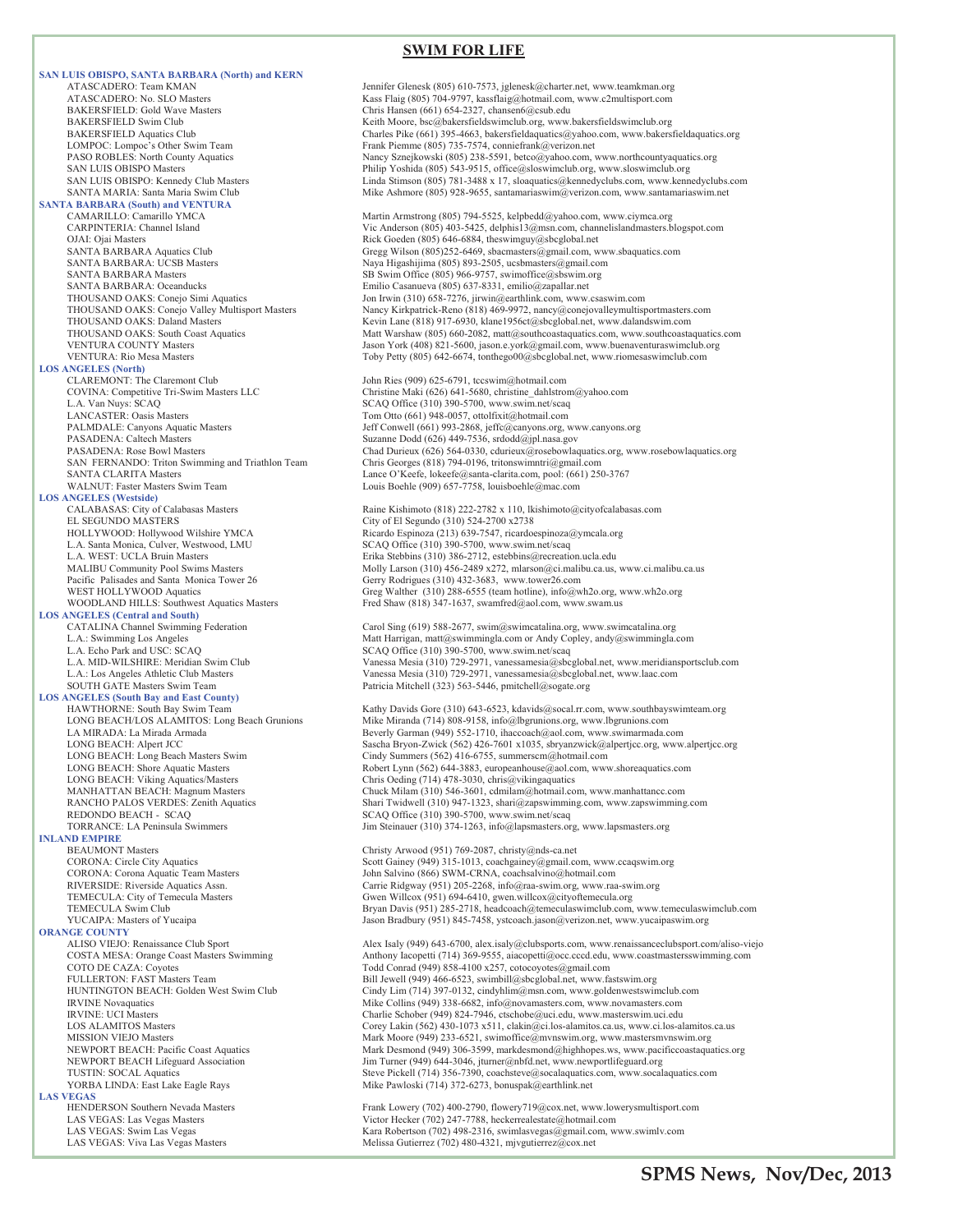## SWIM FOR LIFE

### SAN LUIS OBISPO, SANTA BARBARA (North) and KERN

- ATASCADERO: Team KMAN — Jennifer Glenesk (805) 610-7573, jglenesk@charter.net, www.teamkman.org
- ATASCADERO: No. SLO Masters — Kass Flaig (805) 704-9797, kassflaig@hotmail.com, www.c2multisport.com
- BAKERSFIELD: Gold Wave Masters — Chris Hansen (661) 654-2327, chansen6@csub.edu
- BAKERSFIELD Swim Club — Keith Moore, bsc@bakersfieldswimclub.org, www.bakersfieldswimclub.org
- BAKERSFIELD Aquatics Club — Charles Pike (661) 395-4663, bakersfieldaquatics@yahoo.com, www.bakersfieldaquatics.org
- LOMPOC: Lompoc's Other Swim Team — Frank Piemme (805) 735-7574, conniefrank@verizon.net
- PASO ROBLES: North County Aquatics — Nancy Sznejkowski (805) 238-5591, betco@yahoo.com, www.northcountyaquatics.org
- SAN LUIS OBISPO Masters — Philip Yoshida (805) 543-9515, office@sloswimclub.org, www.sloswimclub.org
- SAN LUIS OBISPO: Kennedy Club Masters — Linda Stimson (805) 781-3488 x 17, sloaquatics@kennedyclubs.com, www.kennedyclubs.com
- SANTA MARIA: Santa Maria Swim Club — Mike Ashmore (805) 928-9655, santamariaswim@verizon.com, www.santamariaswim.net

### SANTA BARBARA (South) and VENTURA

- CAMARILLO: Camarillo YMCA — Martin Armstrong (805) 794-5525, kelpbedd@yahoo.com, www.ciymca.org
- CARPINTERIA: Channel Island — Vic Anderson (805) 403-5425, delphis13@msn.com, channelislandmasters.blogspot.com
- OJAI: Ojai Masters — Rick Goeden (805) 646-6884, theswimguy@sbcglobal.net
- SANTA BARBARA Aquatics Club — Gregg Wilson (805)252-6469, sbacmasters@gmail.com, www.sbaquatics.com
- SANTA BARBARA: UCSB Masters — Naya Higashijima (805) 893-2505, ucsbmasters@gmail.com
- SANTA BARBARA Masters — SB Swim Office (805) 966-9757, swimoffice@sbswim.org
- SANTA BARBARA: Oceanducks — Emilio Casanueva (805) 637-8331, emilio@zapallar.net
- THOUSAND OAKS: Conejo Simi Aquatics — Jon Irwin (310) 658-7276, jirwin@earthlink.com, www.csaswim.com
- THOUSAND OAKS: Conejo Valley Multisport Masters — Nancy Kirkpatrick-Reno (818) 469-9972, nancy@conejovalleymultisportmasters.com
- THOUSAND OAKS: Daland Masters — Kevin Lane (818) 917-6930, klane1956ct@sbcglobal.net, www.dalandswim.com
- THOUSAND OAKS: South Coast Aquatics — Matt Warshaw (805) 660-2082, matt@southcoastaquatics.com, www.southcoastaquatics.com
- VENTURA COUNTY Masters — Jason York (408) 821-5600, jason.e.york@gmail.com, www.buenaventuraswimclub.org
- VENTURA: Rio Mesa Masters — Toby Petty (805) 642-6674, tonthego00@sbcglobal.net, www.riomesaswimclub.com

### LOS ANGELES (North)

- CLAREMONT: The Claremont Club — John Ries (909) 625-6791, tccswim@hotmail.com
- COVINA: Competitive Tri-Swim Masters LLC — Christine Maki (626) 641-5680, christine_dahlstrom@yahoo.com
- L.A. Van Nuys: SCAQ — SCAQ Office (310) 390-5700, www.swim.net/scaq
- LANCASTER: Oasis Masters — Tom Otto (661) 948-0057, ottolfixit@hotmail.com
- PALMDALE: Canyons Aquatic Masters — Jeff Conwell (661) 993-2868, jeffc@canyons.org, www.canyons.org
- PASADENA: Caltech Masters — Suzanne Dodd (626) 449-7536, srdodd@jpl.nasa.gov
- PASADENA: Rose Bowl Masters — Chad Durieux (626) 564-0330, cdurieux@rosebowlaquatics.org, www.rosebowlaquatics.org
- SAN FERNANDO: Triton Swimming and Triathlon Team — Chris Georges (818) 794-0196, tritonswimntri@gmail.com
- SANTA CLARITA Masters — Lance O'Keefe, lokeefe@santa-clarita.com, pool: (661) 250-3767
- WALNUT: Faster Masters Swim Team — Louis Boehle (909) 657-7758, louisboehle@mac.com

### LOS ANGELES (Westside)

- CALABASAS: City of Calabasas Masters — Raine Kishimoto (818) 222-2782 x 110, lkishimoto@cityofcalabasas.com
- EL SEGUNDO MASTERS — City of El Segundo (310) 524-2700 x2738
- HOLLYWOOD: Hollywood Wilshire YMCA — Ricardo Espinoza (213) 639-7547, ricardoespinoza@ymcala.org
- L.A. Santa Monica, Culver, Westwood, LMU — SCAQ Office (310) 390-5700, www.swim.net/scaq
- L.A. WEST: UCLA Bruin Masters — Erika Stebbins (310) 386-2712, estebbins@recreation.ucla.edu
- MALIBU Community Pool Swims Masters — Molly Larson (310) 456-2489 x272, mlarson@ci.malibu.ca.us, www.ci.malibu.ca.us
- Pacific Palisades and Santa Monica Tower 26 — Gerry Rodrigues (310) 432-3683, www.tower26.com
- WEST HOLLYWOOD Aquatics — Greg Walther (310) 288-6555 (team hotline), info@wh2o.org, www.wh2o.org
- WOODLAND HILLS: Southwest Aquatics Masters — Fred Shaw (818) 347-1637, swamfred@aol.com, www.swam.us

### LOS ANGELES (Central and South)

- CATALINA Channel Swimming Federation — Carol Sing (619) 588-2677, swim@swimcatalina.org, www.swimcatalina.org
- L.A.: Swimming Los Angeles — Matt Harrigan, matt@swimmingla.com or Andy Copley, andy@swimmingla.com
- L.A. Echo Park and USC: SCAQ — SCAQ Office (310) 390-5700, www.swim.net/scaq
- L.A. MID-WILSHIRE: Meridian Swim Club — Vanessa Mesia (310) 729-2971, vanessamesia@sbcglobal.net, www.meridiansportsclub.com
- L.A.: Los Angeles Athletic Club Masters — Vanessa Mesia (310) 729-2971, vanessamesia@sbcglobal.net, www.laac.com
- SOUTH GATE Masters Swim Team — Patricia Mitchell (323) 563-5446, pmitchell@sogate.org

### LOS ANGELES (South Bay and East County)

- HAWTHORNE: South Bay Swim Team — Kathy Davids Gore (310) 643-6523, kdavids@socal.rr.com, www.southbayswimteam.org
- LONG BEACH/LOS ALAMITOS: Long Beach Grunions — Mike Miranda (714) 808-9158, info@lbgrunions.org, www.lbgrunions.com
- LA MIRADA: La Mirada Armada — Beverly Garman (949) 552-1710, ihaccoach@aol.com, www.swimarmada.com
- LONG BEACH: Alpert JCC — Sascha Bryon-Zwick (562) 426-7601 x1035, sbryanzwick@alpertjcc.org, www.alpertjcc.org
- LONG BEACH: Long Beach Masters Swim — Cindy Summers (562) 416-6755, summerscm@hotmail.com
- LONG BEACH: Shore Aquatic Masters — Robert Lynn (562) 644-3883, europeanhouse@aol.com, www.shoreaquatics.com
- LONG BEACH: Viking Aquatics/Masters — Chris Oeding (714) 478-3030, chris@vikingaquatics
- MANHATTAN BEACH: Magnum Masters — Chuck Milam (310) 546-3601, cdmilam@hotmail.com, www.manhattancc.com
- RANCHO PALOS VERDES: Zenith Aquatics — Shari Twidwell (310) 947-1323, shari@zapswimming.com, www.zapswimming.com
- REDONDO BEACH - SCAQ — SCAQ Office (310) 390-5700, www.swim.net/scaq
- TORRANCE: LA Peninsula Swimmers — Jim Steinauer (310) 374-1263, info@lapsmasters.org, www.lapsmasters.org

### INLAND EMPIRE

- BEAUMONT Masters — Christy Arwood (951) 769-2087, christy@nds-ca.net
- CORONA: Circle City Aquatics — Scott Gainey (949) 315-1013, coachgainey@gmail.com, www.ccaqswim.org
- CORONA: Corona Aquatic Team Masters — John Salvino (866) SWM-CRNA, coachsalvino@hotmail.com
- RIVERSIDE: Riverside Aquatics Assn. — Carrie Ridgway (951) 205-2268, info@raa-swim.org, www.raa-swim.org
- TEMECULA: City of Temecula Masters — Gwen Willcox (951) 694-6410, gwen.willcox@cityoftemecula.org
- TEMECULA Swim Club — Bryan Davis (951) 285-2718, headcoach@temeculaswimclub.com, www.temeculaswimclub.com
- YUCAIPA: Masters of Yucaipa — Jason Bradbury (951) 845-7458, ystcoach.jason@verizon.net, www.yucaipaswim.org

### ORANGE COUNTY

- ALISO VIEJO: Renaissance Club Sport — Alex Isaly (949) 643-6700, alex.isaly@clubsports.com, www.renaissanceclubsport.com/aliso-viejo
- COSTA MESA: Orange Coast Masters Swimming — Anthony Iacopetti (714) 369-9555, aiacopetti@occ.cccd.edu, www.coastmastersswimming.com
- COTO DE CAZA: Coyotes — Todd Conrad (949) 858-4100 x257, cotocoyotes@gmail.com
- FULLERTON: FAST Masters Team — Bill Jewell (949) 466-6523, swimbill@sbcglobal.net, www.fastswim.org
- HUNTINGTON BEACH: Golden West Swim Club — Cindy Lim (714) 397-0132, cindyhlim@msn.com, www.goldenwestswimclub.com
- IRVINE Novaquatics — Mike Collins (949) 338-6682, info@novamasters.com, www.novamasters.com
- IRVINE: UCI Masters — Charlie Schober (949) 824-7946, ctschobe@uci.edu, www.masterswim.uci.edu
- LOS ALAMITOS Masters — Corey Lakin (562) 430-1073 x511, clakin@ci.los-alamitos.ca.us, www.ci.los-alamitos.ca.us
- MISSION VIEJO Masters — Mark Moore (949) 233-6521, swimoffice@mvnswim.org, www.mastersmvnswim.org
- NEWPORT BEACH: Pacific Coast Aquatics — Mark Desmond (949) 306-3599, markdesmond@highhopes.ws, www.pacificcoastaquatics.org
- NEWPORT BEACH Lifeguard Association — Jim Turner (949) 644-3046, jturner@nbfd.net, www.newportlifeguard.org
- TUSTIN: SOCAL Aquatics — Steve Pickell (714) 356-7390, coachsteve@socalaquatics.com, www.socalaquatics.com
- YORBA LINDA: East Lake Eagle Rays — Mike Pawloski (714) 372-6273, bonuspak@earthlink.net

### LAS VEGAS

- HENDERSON Southern Nevada Masters — Frank Lowery (702) 400-2790, flowery719@cox.net, www.lowerysmultisport.com
- LAS VEGAS: Las Vegas Masters — Victor Hecker (702) 247-7788, heckerrealestate@hotmail.com
- LAS VEGAS: Swim Las Vegas — Kara Robertson (702) 498-2316, swimlasvegas@gmail.com, www.swimlv.com
- LAS VEGAS: Viva Las Vegas Masters — Melissa Gutierrez (702) 480-4321, mjvgutierrez@cox.net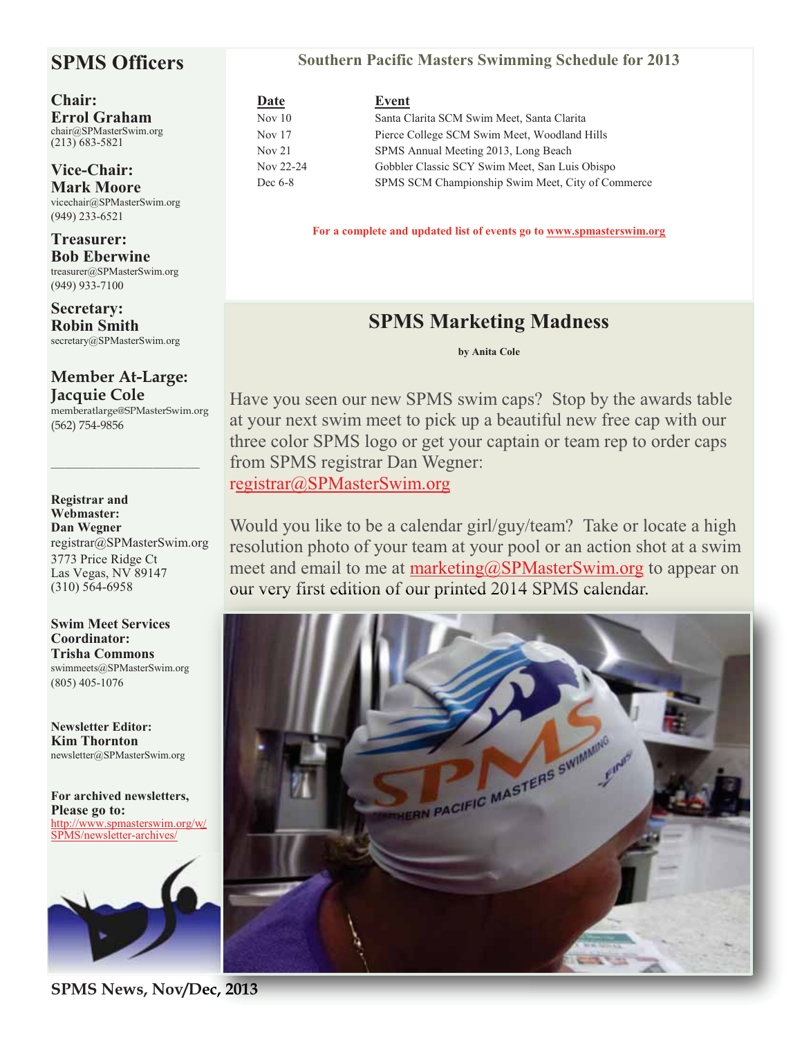# SPMS Officers

**Chair:**
**Errol Graham**
chair@SPMasterSwim.org
(213) 683-5821

**Vice-Chair:**
**Mark Moore**
vicechair@SPMasterSwim.org
(949) 233-6521

**Treasurer:**
**Bob Eberwine**
treasurer@SPMasterSwim.org
(949) 933-7100

**Secretary:**
**Robin Smith**
secretary@SPMasterSwim.org

**Member At-Large:**
**Jacquie Cole**
memberatlarge@SPMasterSwim.org
(562) 754-9856

---

**Registrar and Webmaster:**
**Dan Wegner**
registrar@SPMasterSwim.org
3773 Price Ridge Ct
Las Vegas, NV 89147
(310) 564-6958

**Swim Meet Services Coordinator:**
**Trisha Commons**
swimmeets@SPMasterSwim.org
(805) 405-1076

**Newsletter Editor:**
**Kim Thornton**
newsletter@SPMasterSwim.org

**For archived newsletters, Please go to:**
http://www.spmasterswim.org/w/SPMS/newsletter-archives/

## Southern Pacific Masters Swimming Schedule for 2013

| Date | Event |
|---|---|
| Nov 10 | Santa Clarita SCM Swim Meet, Santa Clarita |
| Nov 17 | Pierce College SCM Swim Meet, Woodland Hills |
| Nov 21 | SPMS Annual Meeting 2013, Long Beach |
| Nov 22-24 | Gobbler Classic SCY Swim Meet, San Luis Obispo |
| Dec 6-8 | SPMS SCM Championship Swim Meet, City of Commerce |

**For a complete and updated list of events go to www.spmasterswim.org**

## SPMS Marketing Madness

**by Anita Cole**

Have you seen our new SPMS swim caps? Stop by the awards table at your next swim meet to pick up a beautiful new free cap with our three color SPMS logo or get your captain or team rep to order caps from SPMS registrar Dan Wegner: registrar@SPMasterSwim.org

Would you like to be a calendar girl/guy/team? Take or locate a high resolution photo of your team at your pool or an action shot at a swim meet and email to me at marketing@SPMasterSwim.org to appear on our very first edition of our printed 2014 SPMS calendar.